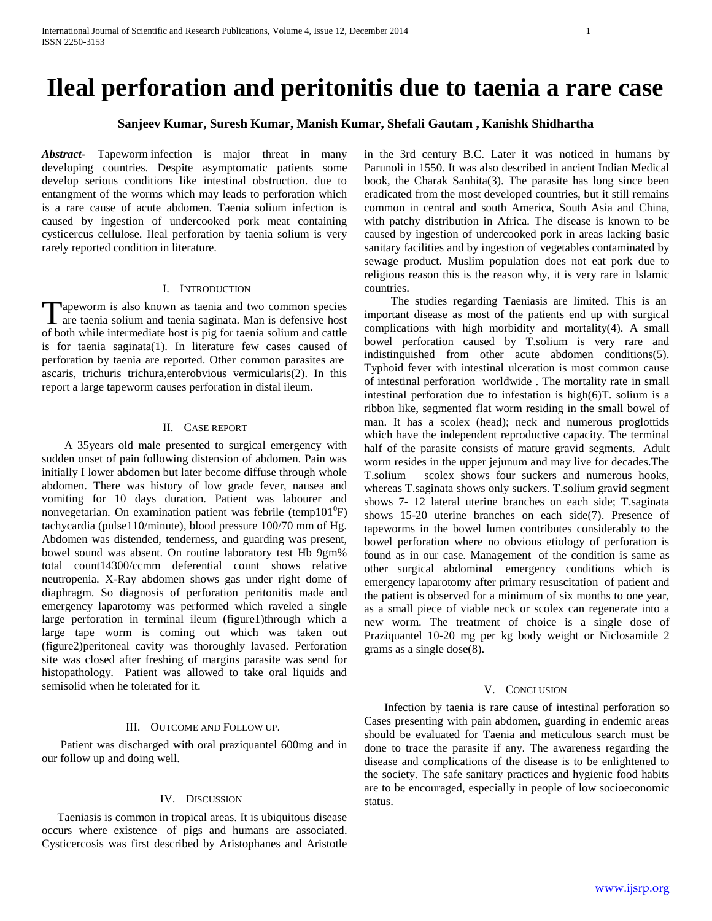# Ileal perforation and peritonitis due to taenia a rare case

**Sanjeev Kumar, Suresh Kumar, Manish Kumar, Shefali Gautam , Kanishk Shidhartha**

***Abstract-*** Tapeworm infection is major threat in many developing countries. Despite asymptomatic patients some develop serious conditions like intestinal obstruction. due to entangment of the worms which may leads to perforation which is a rare cause of acute abdomen. Taenia solium infection is caused by ingestion of undercooked pork meat containing cysticercus cellulose. Ileal perforation by taenia solium is very rarely reported condition in literature.

## I. Introduction

Tapeworm is also known as taenia and two common species are taenia solium and taenia saginata. Man is defensive host of both while intermediate host is pig for taenia solium and cattle is for taenia saginata(1). In literature few cases caused of perforation by taenia are reported. Other common parasites are ascaris, trichuris trichura,enterobvious vermicularis(2). In this report a large tapeworm causes perforation in distal ileum.

## II. Case report

A 35years old male presented to surgical emergency with sudden onset of pain following distension of abdomen. Pain was initially I lower abdomen but later become diffuse through whole abdomen. There was history of low grade fever, nausea and vomiting for 10 days duration. Patient was labourer and nonvegetarian. On examination patient was febrile (temp$101^0$F) tachycardia (pulse110/minute), blood pressure 100/70 mm of Hg. Abdomen was distended, tenderness, and guarding was present, bowel sound was absent. On routine laboratory test Hb 9gm% total count14300/ccmm deferential count shows relative neutropenia. X-Ray abdomen shows gas under right dome of diaphragm. So diagnosis of perforation peritonitis made and emergency laparotomy was performed which raveled a single large perforation in terminal ileum (figure1)through which a large tape worm is coming out which was taken out (figure2)peritoneal cavity was thoroughly lavased. Perforation site was closed after freshing of margins parasite was send for histopathology. Patient was allowed to take oral liquids and semisolid when he tolerated for it.

## III. Outcome and Follow up.

Patient was discharged with oral praziquantel 600mg and in our follow up and doing well.

## IV. Discussion

Taeniasis is common in tropical areas. It is ubiquitous disease occurs where existence of pigs and humans are associated. Cysticercosis was first described by Aristophanes and Aristotle in the 3rd century B.C. Later it was noticed in humans by Parunoli in 1550. It was also described in ancient Indian Medical book, the Charak Sanhita(3). The parasite has long since been eradicated from the most developed countries, but it still remains common in central and south America, South Asia and China, with patchy distribution in Africa. The disease is known to be caused by ingestion of undercooked pork in areas lacking basic sanitary facilities and by ingestion of vegetables contaminated by sewage product. Muslim population does not eat pork due to religious reason this is the reason why, it is very rare in Islamic countries.

The studies regarding Taeniasis are limited. This is an important disease as most of the patients end up with surgical complications with high morbidity and mortality(4). A small bowel perforation caused by T.solium is very rare and indistinguished from other acute abdomen conditions(5). Typhoid fever with intestinal ulceration is most common cause of intestinal perforation worldwide . The mortality rate in small intestinal perforation due to infestation is high(6)T. solium is a ribbon like, segmented flat worm residing in the small bowel of man. It has a scolex (head); neck and numerous proglottids which have the independent reproductive capacity. The terminal half of the parasite consists of mature gravid segments. Adult worm resides in the upper jejunum and may live for decades.The T.solium – scolex shows four suckers and numerous hooks, whereas T.saginata shows only suckers. T.solium gravid segment shows 7- 12 lateral uterine branches on each side; T.saginata shows 15-20 uterine branches on each side(7). Presence of tapeworms in the bowel lumen contributes considerably to the bowel perforation where no obvious etiology of perforation is found as in our case. Management of the condition is same as other surgical abdominal emergency conditions which is emergency laparotomy after primary resuscitation of patient and the patient is observed for a minimum of six months to one year, as a small piece of viable neck or scolex can regenerate into a new worm. The treatment of choice is a single dose of Praziquantel 10-20 mg per kg body weight or Niclosamide 2 grams as a single dose(8).

## V. Conclusion

Infection by taenia is rare cause of intestinal perforation so Cases presenting with pain abdomen, guarding in endemic areas should be evaluated for Taenia and meticulous search must be done to trace the parasite if any. The awareness regarding the disease and complications of the disease is to be enlightened to the society. The safe sanitary practices and hygienic food habits are to be encouraged, especially in people of low socioeconomic status.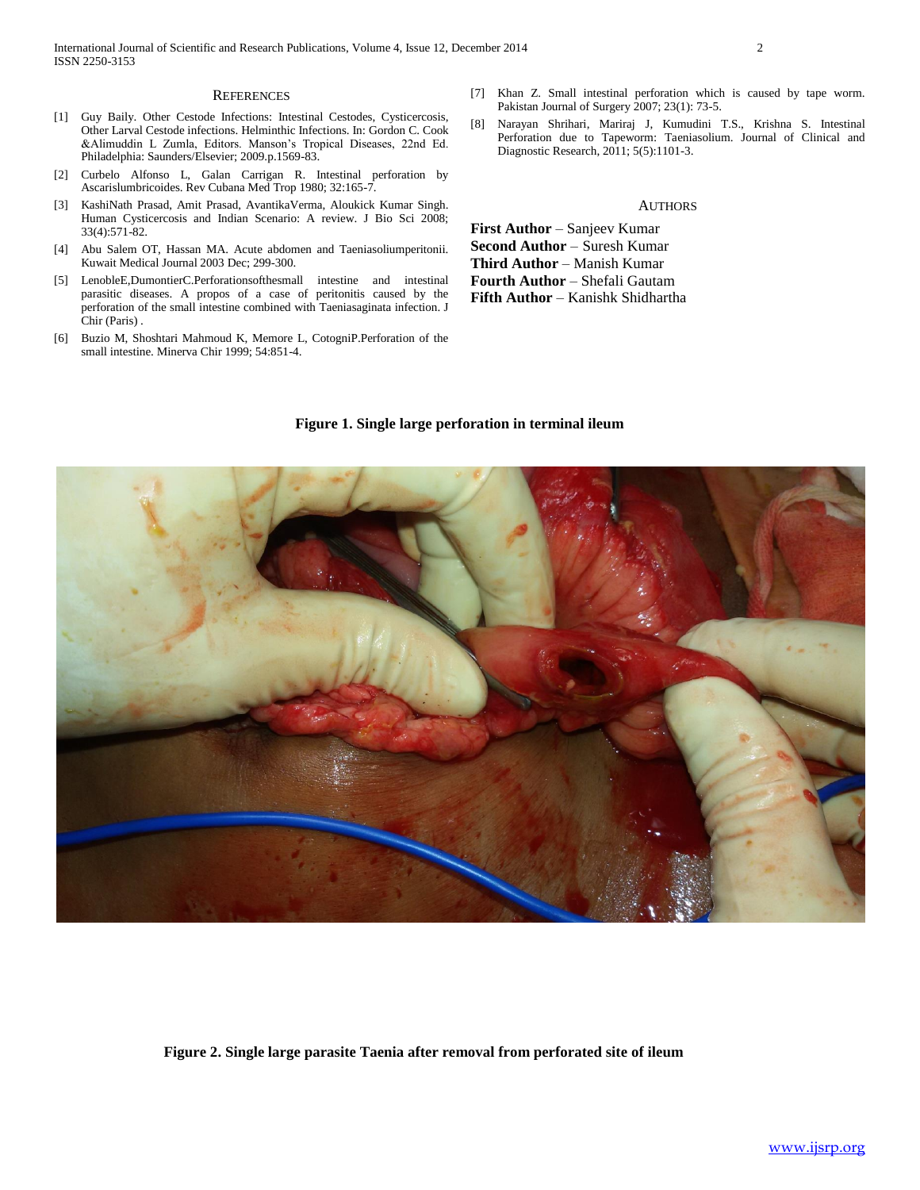## REFERENCES

[1] Guy Baily. Other Cestode Infections: Intestinal Cestodes, Cysticercosis, Other Larval Cestode infections. Helminthic Infections. In: Gordon C. Cook &Alimuddin L Zumla, Editors. Manson's Tropical Diseases, 22nd Ed. Philadelphia: Saunders/Elsevier; 2009.p.1569-83.

[2] Curbelo Alfonso L, Galan Carrigan R. Intestinal perforation by Ascarislumbricoides. Rev Cubana Med Trop 1980; 32:165-7.

[3] KashiNath Prasad, Amit Prasad, AvantikaVerma, Aloukick Kumar Singh. Human Cysticercosis and Indian Scenario: A review. J Bio Sci 2008; 33(4):571-82.

[4] Abu Salem OT, Hassan MA. Acute abdomen and Taeniasoliumperitonii. Kuwait Medical Journal 2003 Dec; 299-300.

[5] LenobleE,DumontierC.Perforationsofthesmall intestine and intestinal parasitic diseases. A propos of a case of peritonitis caused by the perforation of the small intestine combined with Taeniasaginata infection. J Chir (Paris) .

[6] Buzio M, Shoshtari Mahmoud K, Memore L, CotogniP.Perforation of the small intestine. Minerva Chir 1999; 54:851-4.

[7] Khan Z. Small intestinal perforation which is caused by tape worm. Pakistan Journal of Surgery 2007; 23(1): 73-5.

[8] Narayan Shrihari, Mariraj J, Kumudini T.S., Krishna S. Intestinal Perforation due to Tapeworm: Taeniasolium. Journal of Clinical and Diagnostic Research, 2011; 5(5):1101-3.

## AUTHORS

**First Author** – Sanjeev Kumar
**Second Author** – Suresh Kumar
**Third Author** – Manish Kumar
**Fourth Author** – Shefali Gautam
**Fifth Author** – Kanishk Shidhartha

**Figure 1. Single large perforation in terminal ileum**

**Figure 2. Single large parasite Taenia after removal from perforated site of ileum**